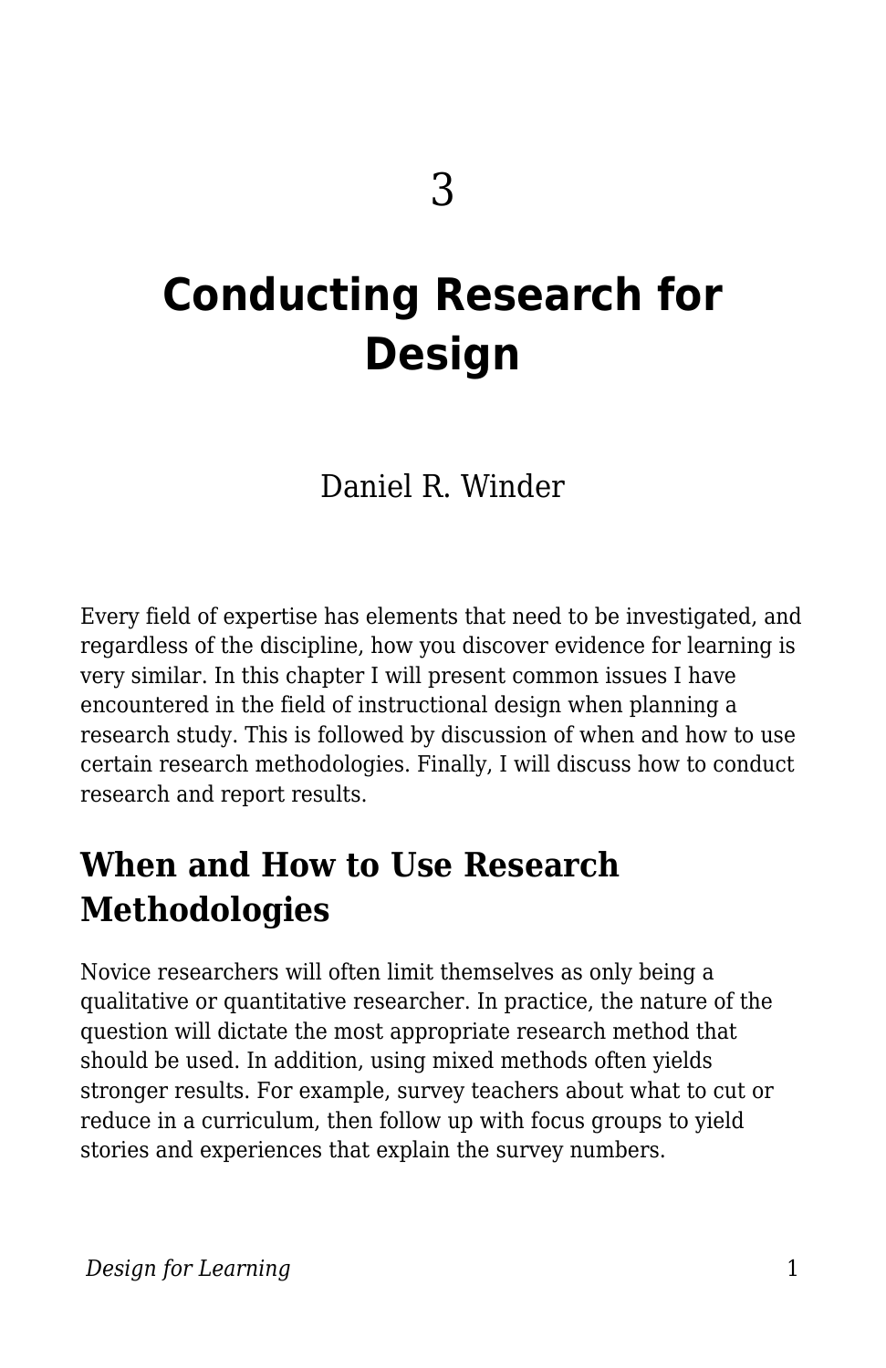3

# Conducting Research for Design

Daniel R. Winder

Every field of expertise has elements that need to be investigated, and regardless of the discipline, how you discover evidence for learning is very similar. In this chapter I will present common issues I have encountered in the field of instructional design when planning a research study. This is followed by discussion of when and how to use certain research methodologies. Finally, I will discuss how to conduct research and report results.

## When and How to Use Research Methodologies

Novice researchers will often limit themselves as only being a qualitative or quantitative researcher. In practice, the nature of the question will dictate the most appropriate research method that should be used. In addition, using mixed methods often yields stronger results. For example, survey teachers about what to cut or reduce in a curriculum, then follow up with focus groups to yield stories and experiences that explain the survey numbers.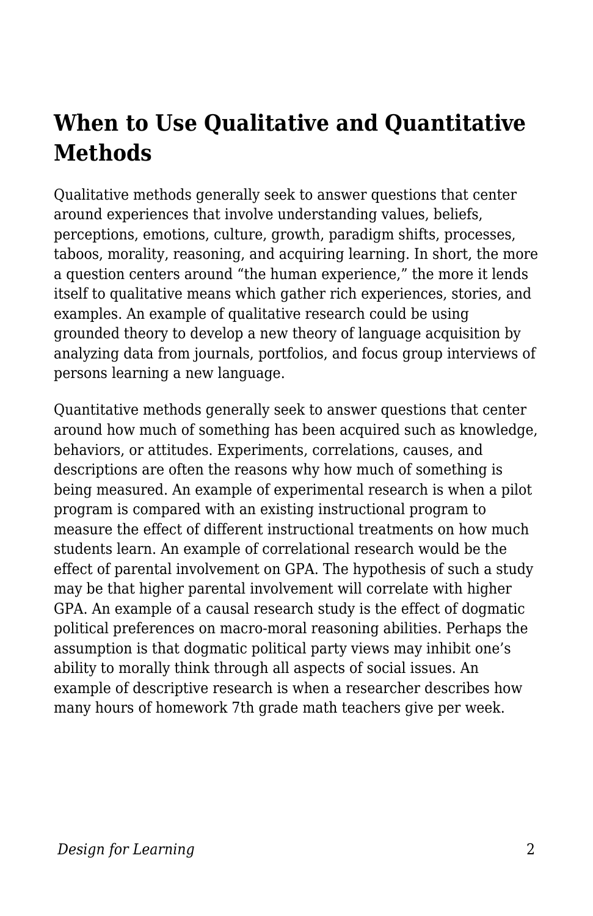## When to Use Qualitative and Quantitative Methods

Qualitative methods generally seek to answer questions that center around experiences that involve understanding values, beliefs, perceptions, emotions, culture, growth, paradigm shifts, processes, taboos, morality, reasoning, and acquiring learning. In short, the more a question centers around "the human experience," the more it lends itself to qualitative means which gather rich experiences, stories, and examples. An example of qualitative research could be using grounded theory to develop a new theory of language acquisition by analyzing data from journals, portfolios, and focus group interviews of persons learning a new language.

Quantitative methods generally seek to answer questions that center around how much of something has been acquired such as knowledge, behaviors, or attitudes. Experiments, correlations, causes, and descriptions are often the reasons why how much of something is being measured. An example of experimental research is when a pilot program is compared with an existing instructional program to measure the effect of different instructional treatments on how much students learn. An example of correlational research would be the effect of parental involvement on GPA. The hypothesis of such a study may be that higher parental involvement will correlate with higher GPA. An example of a causal research study is the effect of dogmatic political preferences on macro-moral reasoning abilities. Perhaps the assumption is that dogmatic political party views may inhibit one's ability to morally think through all aspects of social issues. An example of descriptive research is when a researcher describes how many hours of homework 7th grade math teachers give per week.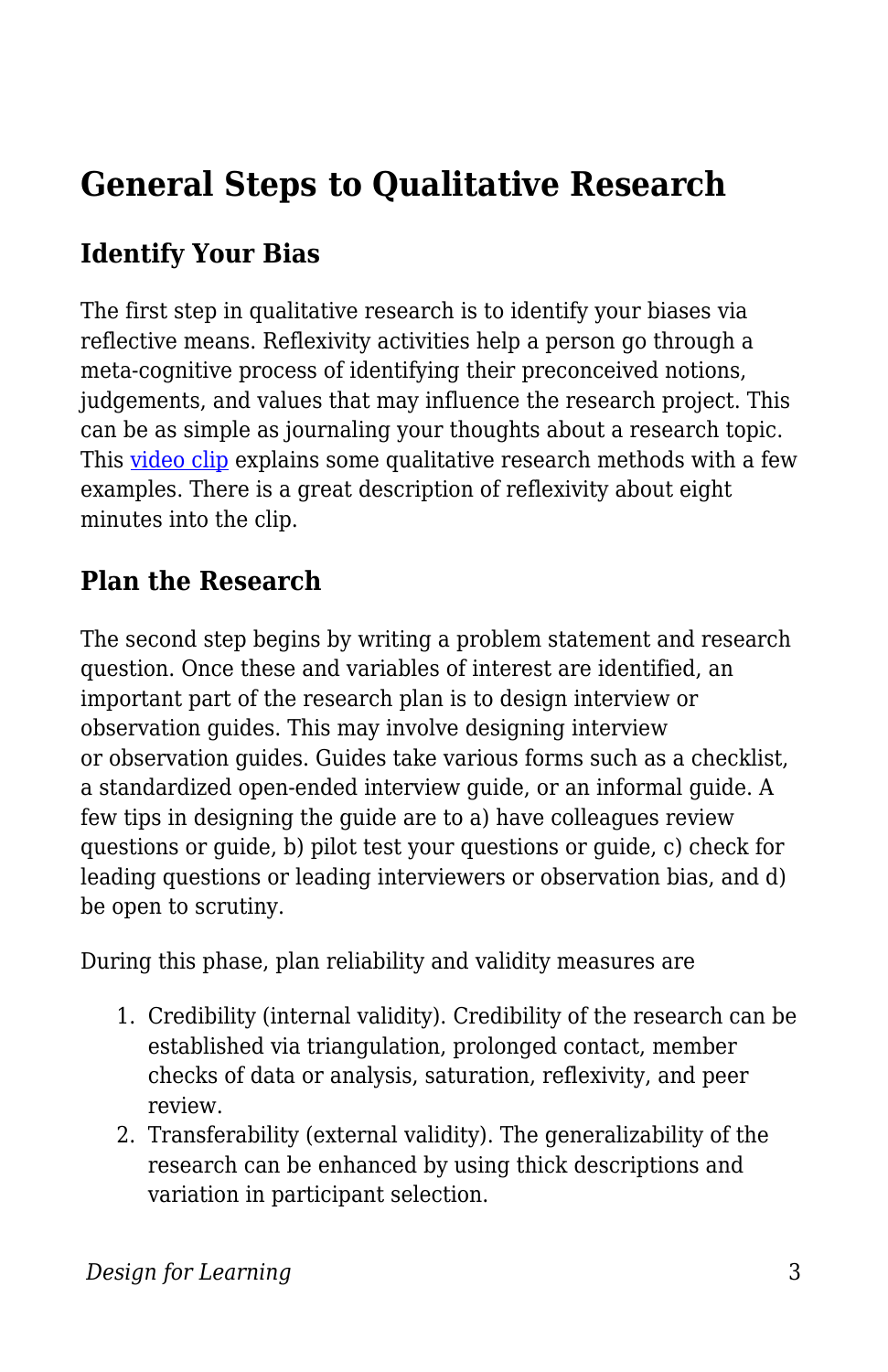## General Steps to Qualitative Research

### Identify Your Bias

The first step in qualitative research is to identify your biases via reflective means. Reflexivity activities help a person go through a meta-cognitive process of identifying their preconceived notions, judgements, and values that may influence the research project. This can be as simple as journaling your thoughts about a research topic. This video clip explains some qualitative research methods with a few examples. There is a great description of reflexivity about eight minutes into the clip.

### Plan the Research

The second step begins by writing a problem statement and research question. Once these and variables of interest are identified, an important part of the research plan is to design interview or observation guides. This may involve designing interview or observation guides. Guides take various forms such as a checklist, a standardized open-ended interview guide, or an informal guide. A few tips in designing the guide are to a) have colleagues review questions or guide, b) pilot test your questions or guide, c) check for leading questions or leading interviewers or observation bias, and d) be open to scrutiny.

During this phase, plan reliability and validity measures are

1. Credibility (internal validity). Credibility of the research can be established via triangulation, prolonged contact, member checks of data or analysis, saturation, reflexivity, and peer review.
2. Transferability (external validity). The generalizability of the research can be enhanced by using thick descriptions and variation in participant selection.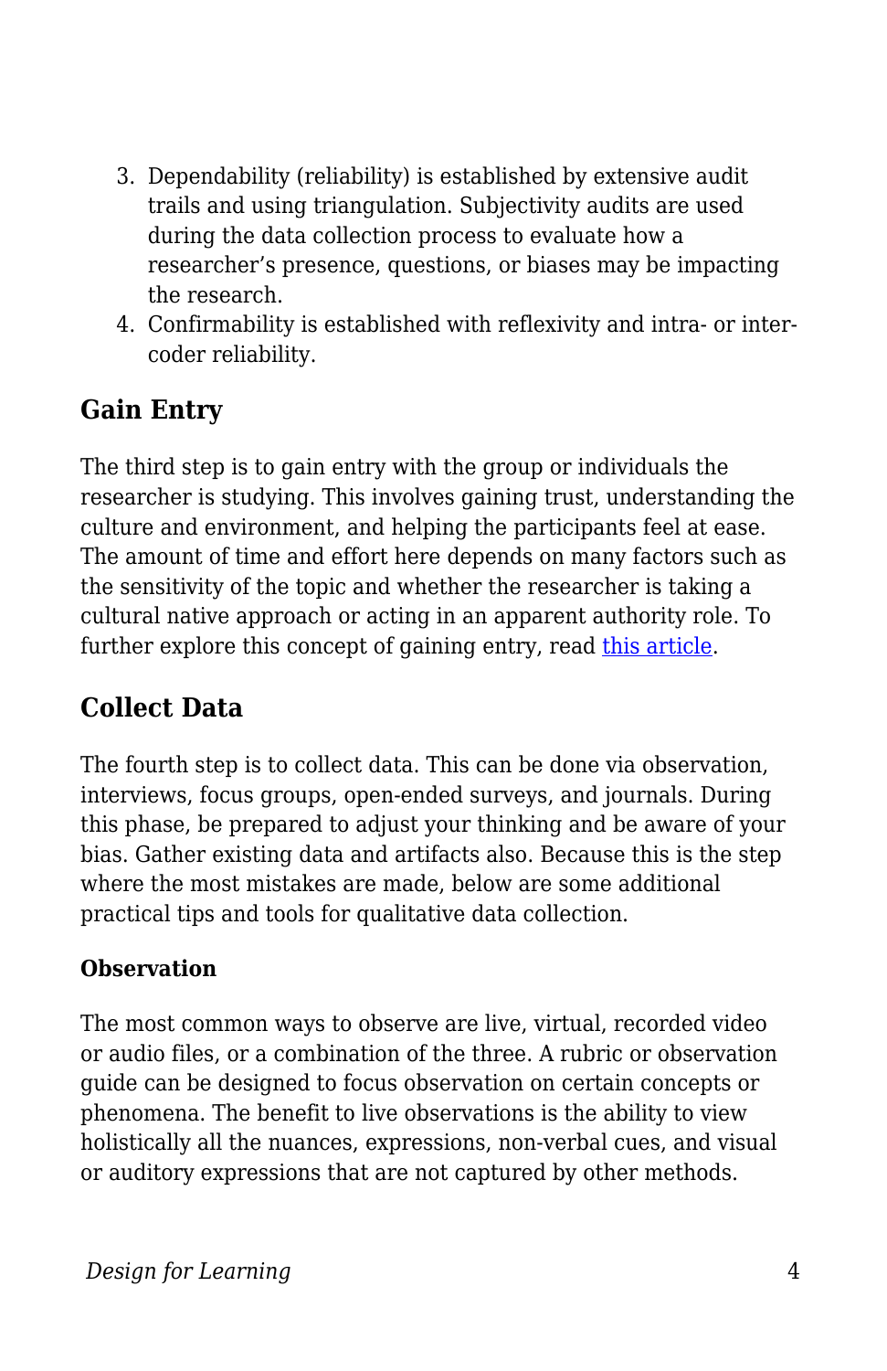3. Dependability (reliability) is established by extensive audit trails and using triangulation. Subjectivity audits are used during the data collection process to evaluate how a researcher's presence, questions, or biases may be impacting the research.
4. Confirmability is established with reflexivity and intra- or inter-coder reliability.

## Gain Entry

The third step is to gain entry with the group or individuals the researcher is studying. This involves gaining trust, understanding the culture and environment, and helping the participants feel at ease. The amount of time and effort here depends on many factors such as the sensitivity of the topic and whether the researcher is taking a cultural native approach or acting in an apparent authority role. To further explore this concept of gaining entry, read this article.

## Collect Data

The fourth step is to collect data. This can be done via observation, interviews, focus groups, open-ended surveys, and journals. During this phase, be prepared to adjust your thinking and be aware of your bias. Gather existing data and artifacts also. Because this is the step where the most mistakes are made, below are some additional practical tips and tools for qualitative data collection.

### Observation

The most common ways to observe are live, virtual, recorded video or audio files, or a combination of the three. A rubric or observation guide can be designed to focus observation on certain concepts or phenomena. The benefit to live observations is the ability to view holistically all the nuances, expressions, non-verbal cues, and visual or auditory expressions that are not captured by other methods.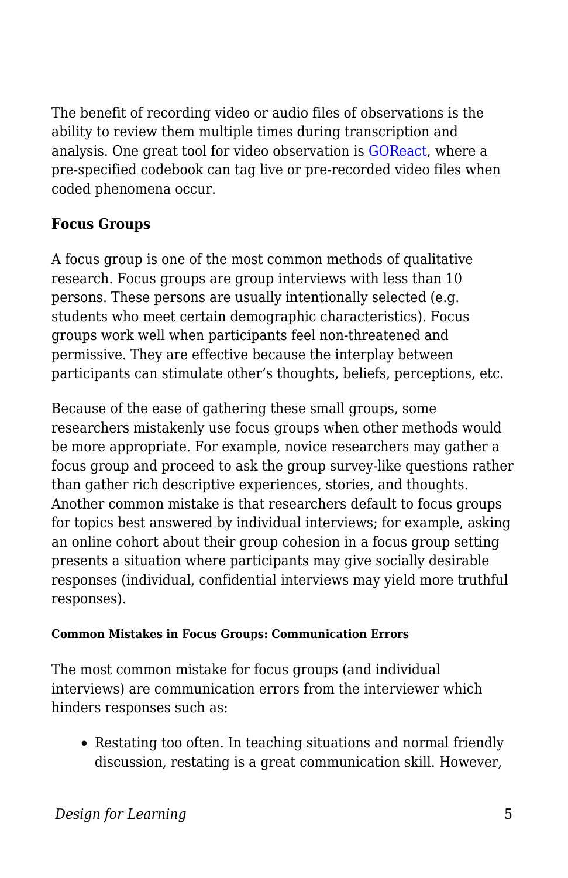The benefit of recording video or audio files of observations is the ability to review them multiple times during transcription and analysis. One great tool for video observation is [GOReact](https://goreact.com), where a pre-specified codebook can tag live or pre-recorded video files when coded phenomena occur.

### Focus Groups

A focus group is one of the most common methods of qualitative research. Focus groups are group interviews with less than 10 persons. These persons are usually intentionally selected (e.g. students who meet certain demographic characteristics). Focus groups work well when participants feel non-threatened and permissive. They are effective because the interplay between participants can stimulate other's thoughts, beliefs, perceptions, etc.

Because of the ease of gathering these small groups, some researchers mistakenly use focus groups when other methods would be more appropriate. For example, novice researchers may gather a focus group and proceed to ask the group survey-like questions rather than gather rich descriptive experiences, stories, and thoughts. Another common mistake is that researchers default to focus groups for topics best answered by individual interviews; for example, asking an online cohort about their group cohesion in a focus group setting presents a situation where participants may give socially desirable responses (individual, confidential interviews may yield more truthful responses).

#### Common Mistakes in Focus Groups: Communication Errors

The most common mistake for focus groups (and individual interviews) are communication errors from the interviewer which hinders responses such as:

- Restating too often. In teaching situations and normal friendly discussion, restating is a great communication skill. However,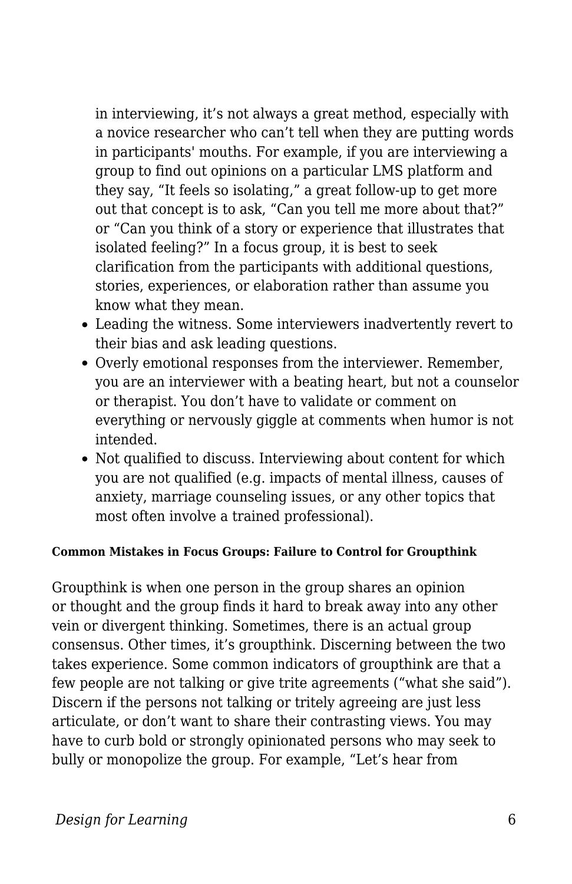in interviewing, it's not always a great method, especially with a novice researcher who can't tell when they are putting words in participants' mouths. For example, if you are interviewing a group to find out opinions on a particular LMS platform and they say, "It feels so isolating," a great follow-up to get more out that concept is to ask, "Can you tell me more about that?" or "Can you think of a story or experience that illustrates that isolated feeling?" In a focus group, it is best to seek clarification from the participants with additional questions, stories, experiences, or elaboration rather than assume you know what they mean.

- Leading the witness. Some interviewers inadvertently revert to their bias and ask leading questions.
- Overly emotional responses from the interviewer. Remember, you are an interviewer with a beating heart, but not a counselor or therapist. You don't have to validate or comment on everything or nervously giggle at comments when humor is not intended.
- Not qualified to discuss. Interviewing about content for which you are not qualified (e.g. impacts of mental illness, causes of anxiety, marriage counseling issues, or any other topics that most often involve a trained professional).

##### Common Mistakes in Focus Groups: Failure to Control for Groupthink

Groupthink is when one person in the group shares an opinion or thought and the group finds it hard to break away into any other vein or divergent thinking. Sometimes, there is an actual group consensus. Other times, it's groupthink. Discerning between the two takes experience. Some common indicators of groupthink are that a few people are not talking or give trite agreements ("what she said"). Discern if the persons not talking or tritely agreeing are just less articulate, or don't want to share their contrasting views. You may have to curb bold or strongly opinionated persons who may seek to bully or monopolize the group. For example, "Let's hear from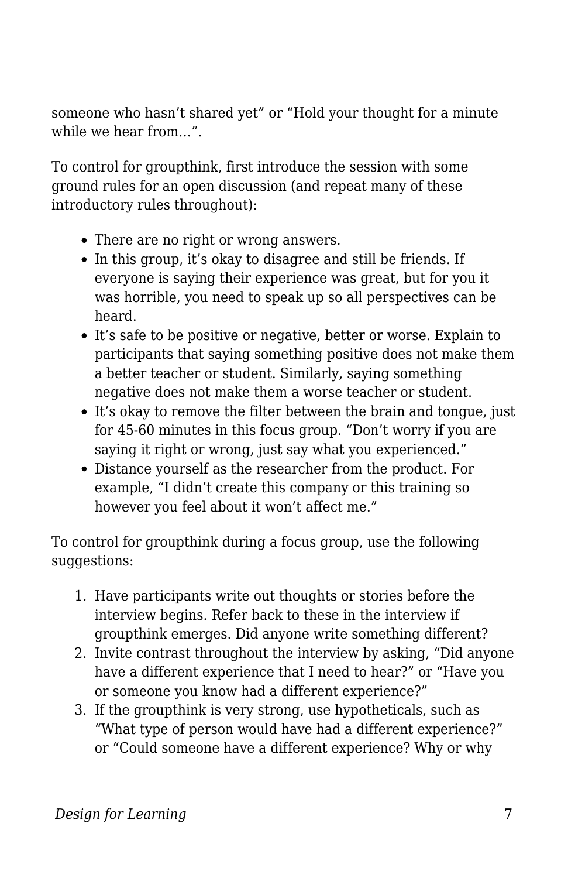someone who hasn't shared yet" or "Hold your thought for a minute while we hear from…".

To control for groupthink, first introduce the session with some ground rules for an open discussion (and repeat many of these introductory rules throughout):

- There are no right or wrong answers.
- In this group, it's okay to disagree and still be friends. If everyone is saying their experience was great, but for you it was horrible, you need to speak up so all perspectives can be heard.
- It's safe to be positive or negative, better or worse. Explain to participants that saying something positive does not make them a better teacher or student. Similarly, saying something negative does not make them a worse teacher or student.
- It's okay to remove the filter between the brain and tongue, just for 45-60 minutes in this focus group. "Don't worry if you are saying it right or wrong, just say what you experienced."
- Distance yourself as the researcher from the product. For example, "I didn't create this company or this training so however you feel about it won't affect me."

To control for groupthink during a focus group, use the following suggestions:

1. Have participants write out thoughts or stories before the interview begins. Refer back to these in the interview if groupthink emerges. Did anyone write something different?
2. Invite contrast throughout the interview by asking, "Did anyone have a different experience that I need to hear?" or "Have you or someone you know had a different experience?"
3. If the groupthink is very strong, use hypotheticals, such as "What type of person would have had a different experience?" or "Could someone have a different experience? Why or why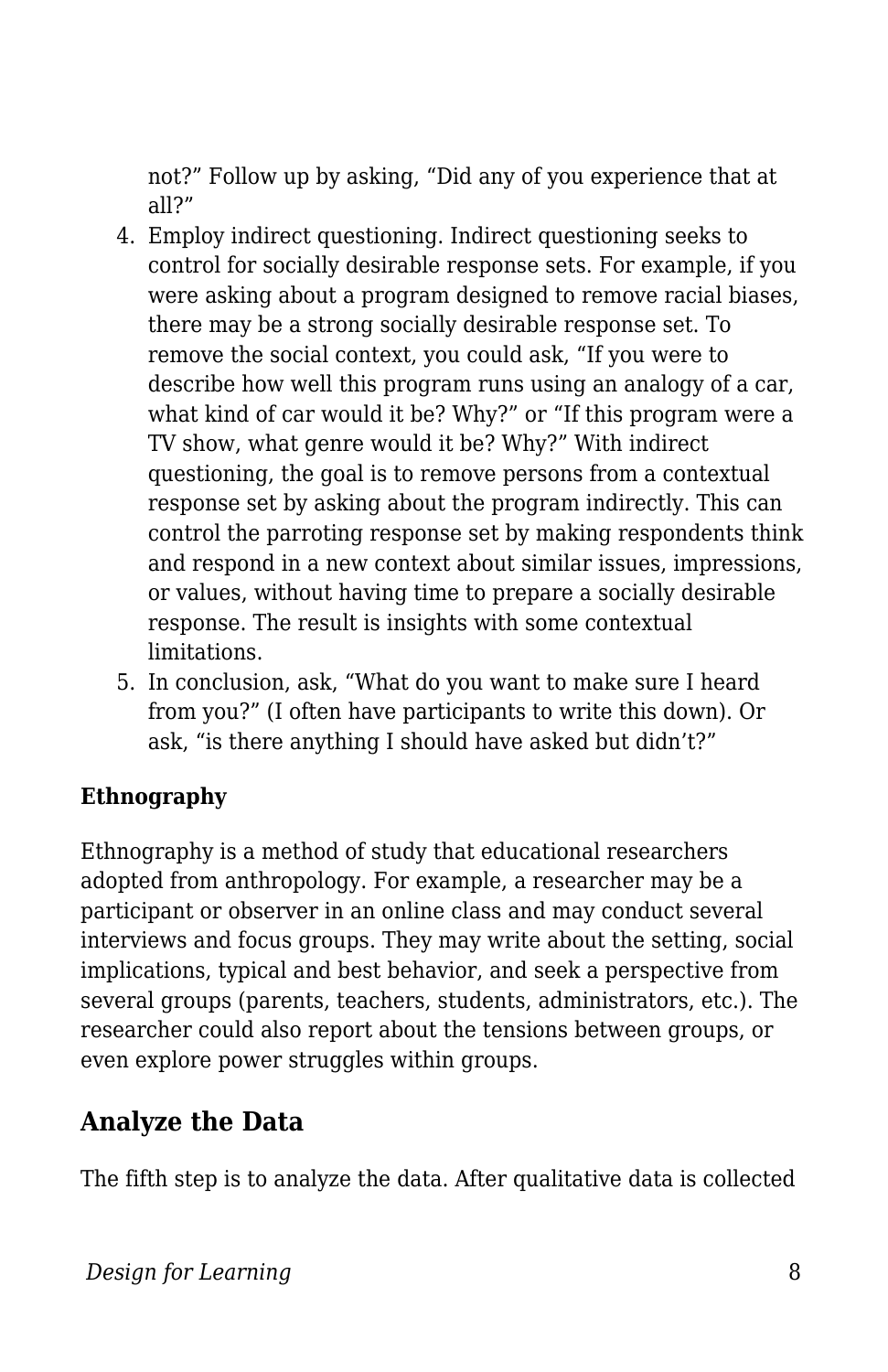not?" Follow up by asking, "Did any of you experience that at all?"

4. Employ indirect questioning. Indirect questioning seeks to control for socially desirable response sets. For example, if you were asking about a program designed to remove racial biases, there may be a strong socially desirable response set. To remove the social context, you could ask, "If you were to describe how well this program runs using an analogy of a car, what kind of car would it be? Why?" or "If this program were a TV show, what genre would it be? Why?" With indirect questioning, the goal is to remove persons from a contextual response set by asking about the program indirectly. This can control the parroting response set by making respondents think and respond in a new context about similar issues, impressions, or values, without having time to prepare a socially desirable response. The result is insights with some contextual limitations.
5. In conclusion, ask, "What do you want to make sure I heard from you?" (I often have participants to write this down). Or ask, "is there anything I should have asked but didn't?"

**Ethnography**

Ethnography is a method of study that educational researchers adopted from anthropology. For example, a researcher may be a participant or observer in an online class and may conduct several interviews and focus groups. They may write about the setting, social implications, typical and best behavior, and seek a perspective from several groups (parents, teachers, students, administrators, etc.). The researcher could also report about the tensions between groups, or even explore power struggles within groups.

## Analyze the Data

The fifth step is to analyze the data. After qualitative data is collected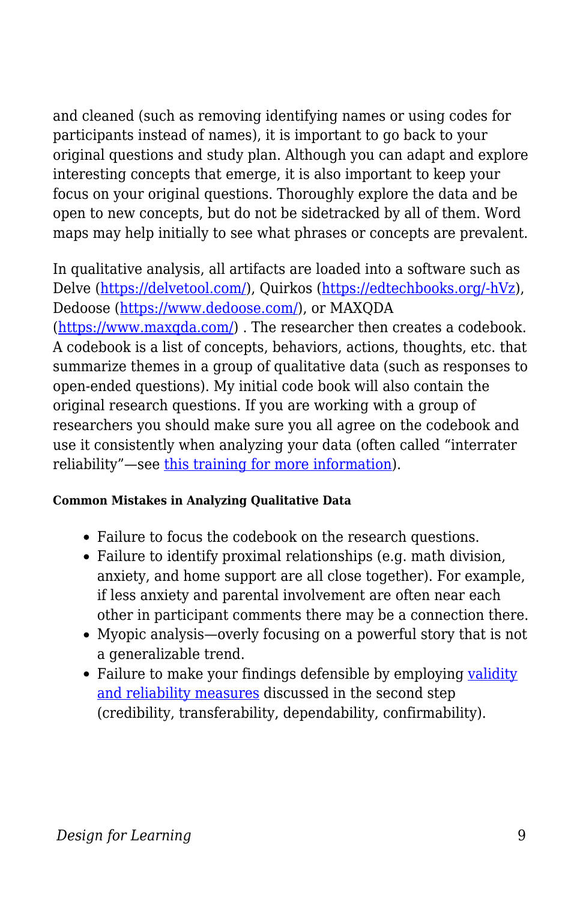and cleaned (such as removing identifying names or using codes for participants instead of names), it is important to go back to your original questions and study plan. Although you can adapt and explore interesting concepts that emerge, it is also important to keep your focus on your original questions. Thoroughly explore the data and be open to new concepts, but do not be sidetracked by all of them. Word maps may help initially to see what phrases or concepts are prevalent.

In qualitative analysis, all artifacts are loaded into a software such as Delve (https://delvetool.com/), Quirkos (https://edtechbooks.org/-hVz), Dedoose (https://www.dedoose.com/), or MAXQDA (https://www.maxqda.com/) . The researcher then creates a codebook. A codebook is a list of concepts, behaviors, actions, thoughts, etc. that summarize themes in a group of qualitative data (such as responses to open-ended questions). My initial code book will also contain the original research questions. If you are working with a group of researchers you should make sure you all agree on the codebook and use it consistently when analyzing your data (often called "interrater reliability"—see this training for more information).

#### Common Mistakes in Analyzing Qualitative Data

- Failure to focus the codebook on the research questions.
- Failure to identify proximal relationships (e.g. math division, anxiety, and home support are all close together). For example, if less anxiety and parental involvement are often near each other in participant comments there may be a connection there.
- Myopic analysis—overly focusing on a powerful story that is not a generalizable trend.
- Failure to make your findings defensible by employing validity and reliability measures discussed in the second step (credibility, transferability, dependability, confirmability).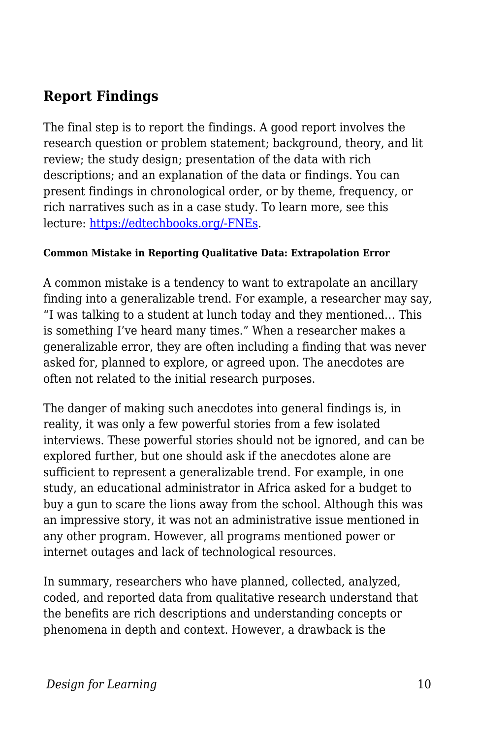## Report Findings

The final step is to report the findings. A good report involves the research question or problem statement; background, theory, and lit review; the study design; presentation of the data with rich descriptions; and an explanation of the data or findings. You can present findings in chronological order, or by theme, frequency, or rich narratives such as in a case study. To learn more, see this lecture: [https://edtechbooks.org/-FNEs](https://edtechbooks.org/-FNEs).

#### Common Mistake in Reporting Qualitative Data: Extrapolation Error

A common mistake is a tendency to want to extrapolate an ancillary finding into a generalizable trend. For example, a researcher may say, "I was talking to a student at lunch today and they mentioned… This is something I've heard many times." When a researcher makes a generalizable error, they are often including a finding that was never asked for, planned to explore, or agreed upon. The anecdotes are often not related to the initial research purposes.

The danger of making such anecdotes into general findings is, in reality, it was only a few powerful stories from a few isolated interviews. These powerful stories should not be ignored, and can be explored further, but one should ask if the anecdotes alone are sufficient to represent a generalizable trend. For example, in one study, an educational administrator in Africa asked for a budget to buy a gun to scare the lions away from the school. Although this was an impressive story, it was not an administrative issue mentioned in any other program. However, all programs mentioned power or internet outages and lack of technological resources.

In summary, researchers who have planned, collected, analyzed, coded, and reported data from qualitative research understand that the benefits are rich descriptions and understanding concepts or phenomena in depth and context. However, a drawback is the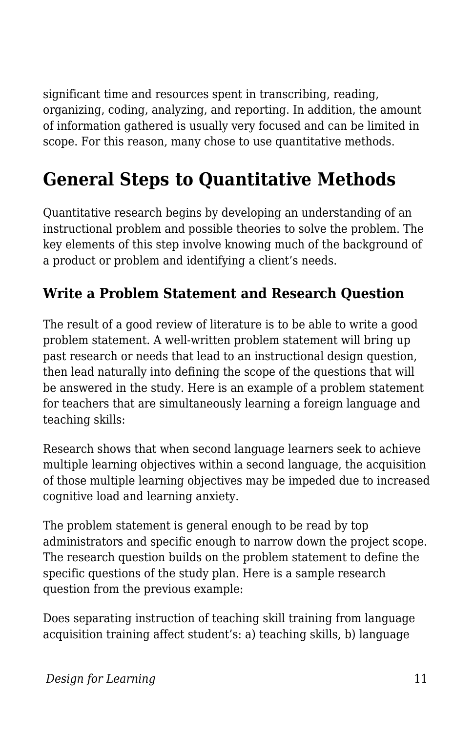significant time and resources spent in transcribing, reading, organizing, coding, analyzing, and reporting. In addition, the amount of information gathered is usually very focused and can be limited in scope. For this reason, many chose to use quantitative methods.

## General Steps to Quantitative Methods

Quantitative research begins by developing an understanding of an instructional problem and possible theories to solve the problem. The key elements of this step involve knowing much of the background of a product or problem and identifying a client's needs.

### Write a Problem Statement and Research Question

The result of a good review of literature is to be able to write a good problem statement. A well-written problem statement will bring up past research or needs that lead to an instructional design question, then lead naturally into defining the scope of the questions that will be answered in the study. Here is an example of a problem statement for teachers that are simultaneously learning a foreign language and teaching skills:

Research shows that when second language learners seek to achieve multiple learning objectives within a second language, the acquisition of those multiple learning objectives may be impeded due to increased cognitive load and learning anxiety.

The problem statement is general enough to be read by top administrators and specific enough to narrow down the project scope. The research question builds on the problem statement to define the specific questions of the study plan. Here is a sample research question from the previous example:

Does separating instruction of teaching skill training from language acquisition training affect student's: a) teaching skills, b) language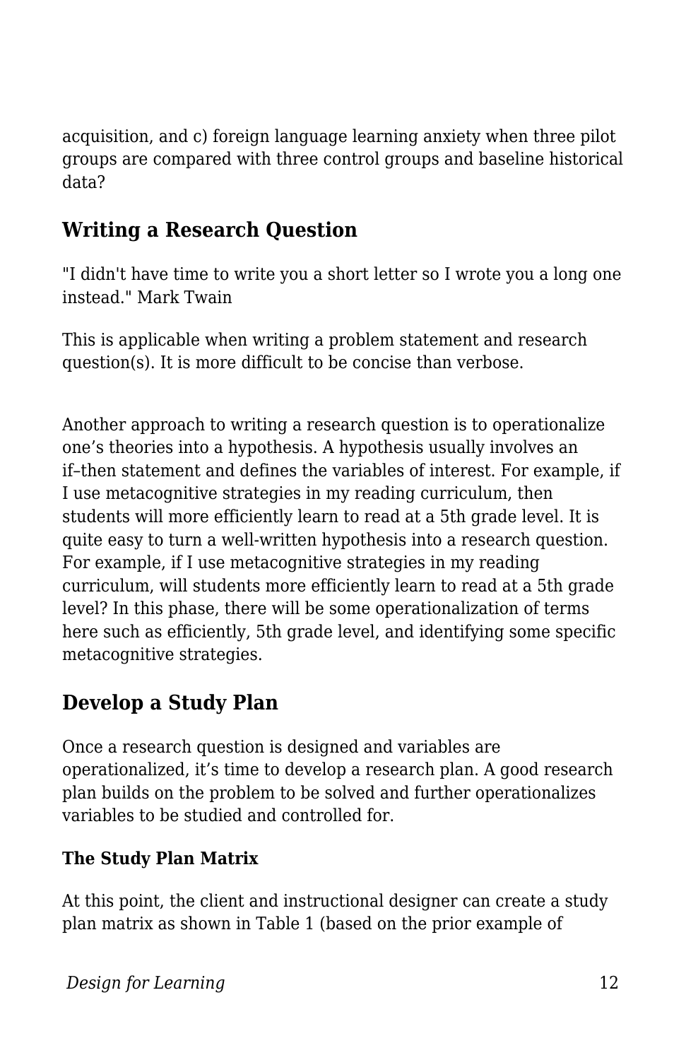acquisition, and c) foreign language learning anxiety when three pilot groups are compared with three control groups and baseline historical data?

## Writing a Research Question

"I didn't have time to write you a short letter so I wrote you a long one instead." Mark Twain

This is applicable when writing a problem statement and research question(s). It is more difficult to be concise than verbose.

Another approach to writing a research question is to operationalize one's theories into a hypothesis. A hypothesis usually involves an if–then statement and defines the variables of interest. For example, if I use metacognitive strategies in my reading curriculum, then students will more efficiently learn to read at a 5th grade level. It is quite easy to turn a well-written hypothesis into a research question. For example, if I use metacognitive strategies in my reading curriculum, will students more efficiently learn to read at a 5th grade level? In this phase, there will be some operationalization of terms here such as efficiently, 5th grade level, and identifying some specific metacognitive strategies.

## Develop a Study Plan

Once a research question is designed and variables are operationalized, it's time to develop a research plan. A good research plan builds on the problem to be solved and further operationalizes variables to be studied and controlled for.

### The Study Plan Matrix

At this point, the client and instructional designer can create a study plan matrix as shown in Table 1 (based on the prior example of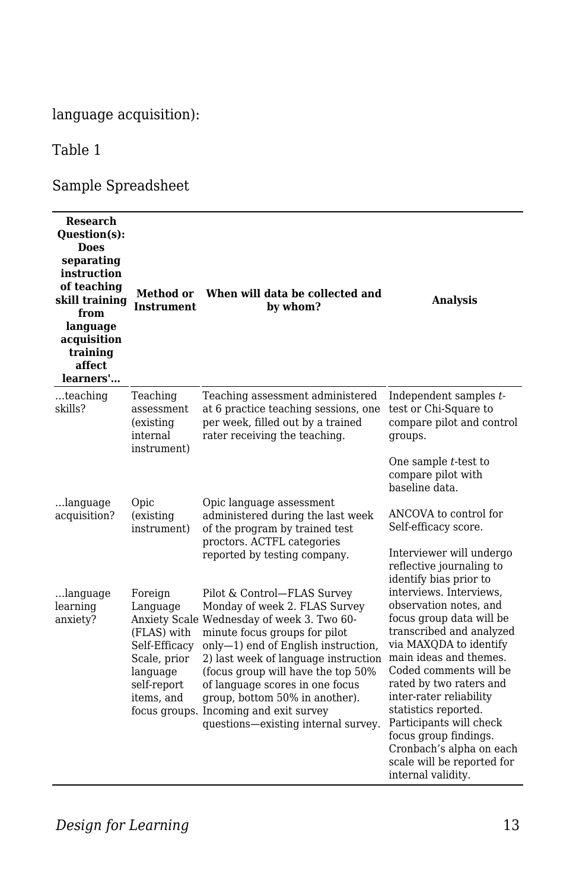language acquisition):

Table 1

Sample Spreadsheet

| **Research Question(s): Does separating instruction of teaching skill training from language acquisition training affect learners'…** | **Method or Instrument** | **When will data be collected and by whom?** | **Analysis** |
|---|---|---|---|
| …teaching skills? | Teaching assessment (existing internal instrument) | Teaching assessment administered at 6 practice teaching sessions, one per week, filled out by a trained rater receiving the teaching. | Independent samples $t$-test or Chi-Square to compare pilot and control groups. One sample $t$-test to compare pilot with baseline data. |
| …language acquisition? | Opic (existing instrument) | Opic language assessment administered during the last week of the program by trained test proctors. ACTFL categories reported by testing company. | ANCOVA to control for Self-efficacy score. |
| …language learning anxiety? | Foreign Language Anxiety Scale (FLAS) with Self-Efficacy Scale, prior language self-report items, and focus groups. | Pilot & Control—FLAS Survey Monday of week 2. FLAS Survey Wednesday of week 3. Two 60-minute focus groups for pilot only—1) end of English instruction, 2) last week of language instruction (focus group will have the top 50% of language scores in one focus group, bottom 50% in another). Incoming and exit survey questions—existing internal survey. | Interviewer will undergo reflective journaling to identify bias prior to interviews. Interviews, observation notes, and focus group data will be transcribed and analyzed via MAXQDA to identify main ideas and themes. Coded comments will be rated by two raters and inter-rater reliability statistics reported. Participants will check focus group findings. Cronbach's alpha on each scale will be reported for internal validity. |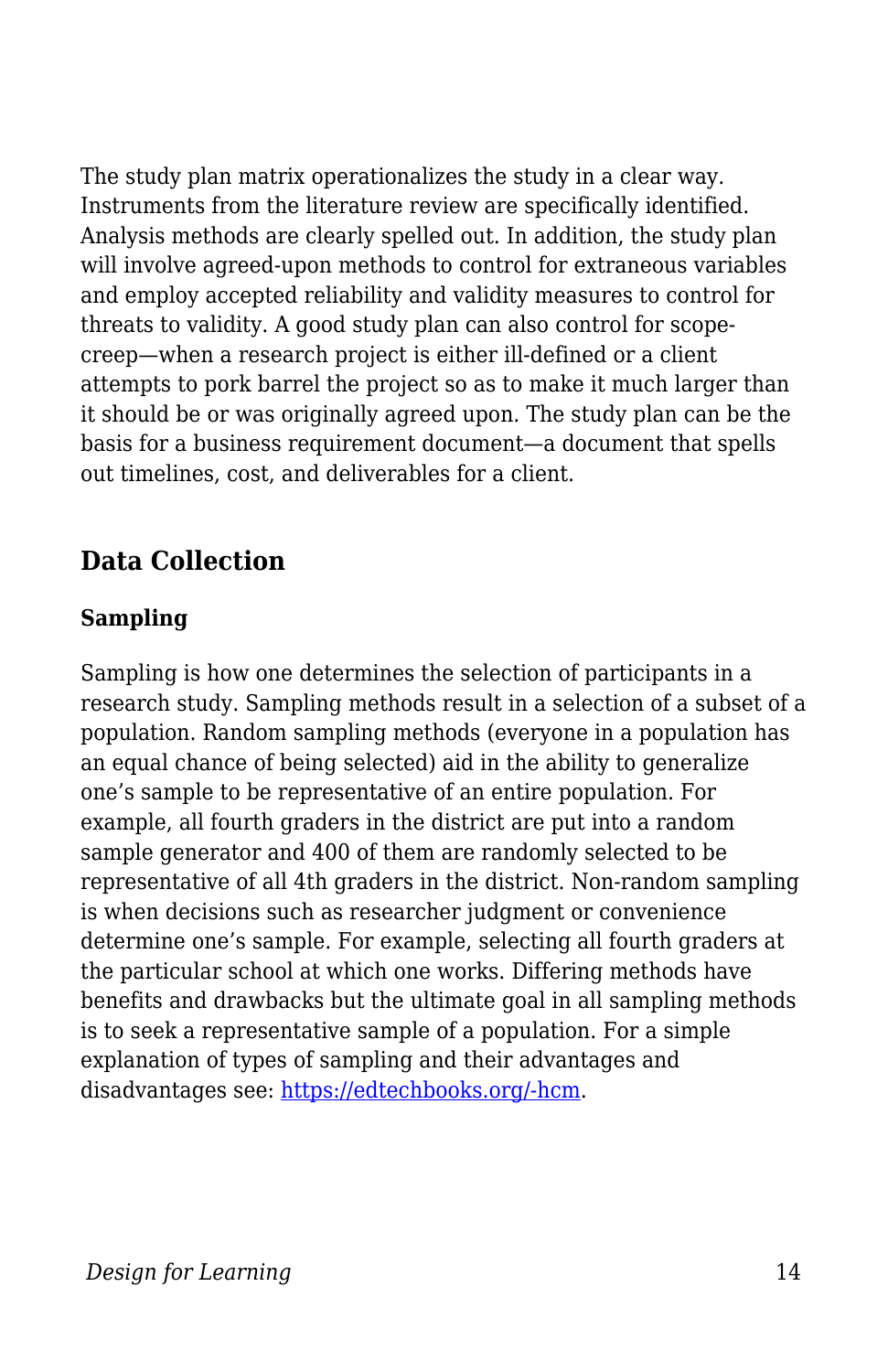The study plan matrix operationalizes the study in a clear way. Instruments from the literature review are specifically identified. Analysis methods are clearly spelled out. In addition, the study plan will involve agreed-upon methods to control for extraneous variables and employ accepted reliability and validity measures to control for threats to validity. A good study plan can also control for scope-creep—when a research project is either ill-defined or a client attempts to pork barrel the project so as to make it much larger than it should be or was originally agreed upon. The study plan can be the basis for a business requirement document—a document that spells out timelines, cost, and deliverables for a client.

## Data Collection

### Sampling

Sampling is how one determines the selection of participants in a research study. Sampling methods result in a selection of a subset of a population. Random sampling methods (everyone in a population has an equal chance of being selected) aid in the ability to generalize one's sample to be representative of an entire population. For example, all fourth graders in the district are put into a random sample generator and 400 of them are randomly selected to be representative of all 4th graders in the district. Non-random sampling is when decisions such as researcher judgment or convenience determine one's sample. For example, selecting all fourth graders at the particular school at which one works. Differing methods have benefits and drawbacks but the ultimate goal in all sampling methods is to seek a representative sample of a population. For a simple explanation of types of sampling and their advantages and disadvantages see: [https://edtechbooks.org/-hcm](https://edtechbooks.org/-hcm).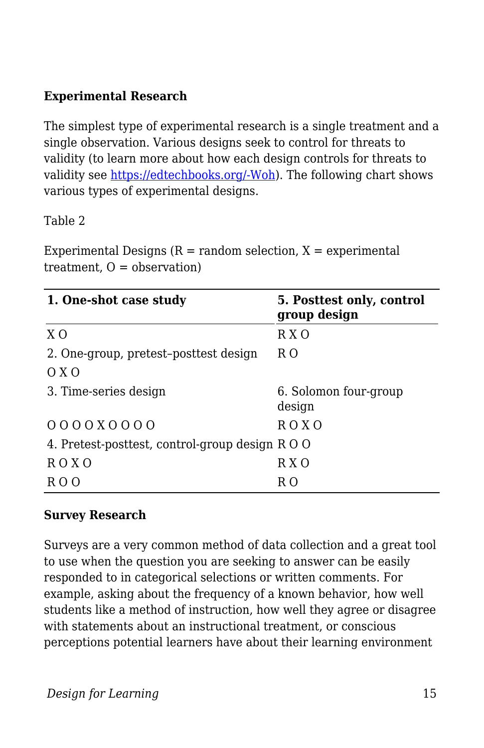**Experimental Research**

The simplest type of experimental research is a single treatment and a single observation. Various designs seek to control for threats to validity (to learn more about how each design controls for threats to validity see [https://edtechbooks.org/-Woh](https://edtechbooks.org/-Woh)). The following chart shows various types of experimental designs.

Table 2

Experimental Designs (R = random selection, X = experimental treatment, O = observation)

| **1. One-shot case study** | **5. Posttest only, control group design** |
|---|---|
| X O | R X O |
| 2. One-group, pretest–posttest design | R O |
| O X O | |
| 3. Time-series design | 6. Solomon four-group design |
| O O O O X O O O O | R O X O |
| 4. Pretest-posttest, control-group design | R O O |
| R O X O | R X O |
| R O O | R O |

**Survey Research**

Surveys are a very common method of data collection and a great tool to use when the question you are seeking to answer can be easily responded to in categorical selections or written comments. For example, asking about the frequency of a known behavior, how well students like a method of instruction, how well they agree or disagree with statements about an instructional treatment, or conscious perceptions potential learners have about their learning environment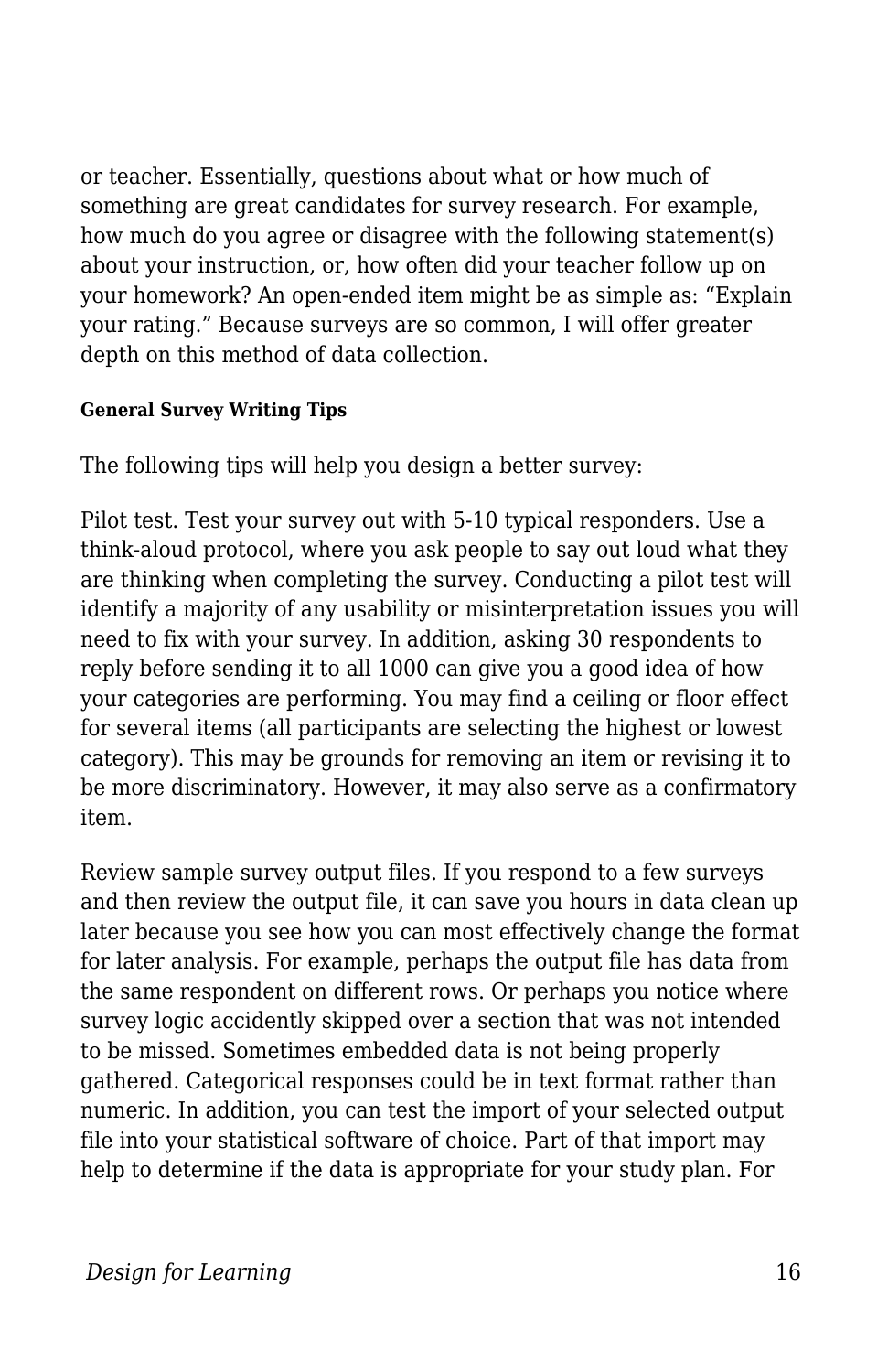or teacher. Essentially, questions about what or how much of something are great candidates for survey research. For example, how much do you agree or disagree with the following statement(s) about your instruction, or, how often did your teacher follow up on your homework? An open-ended item might be as simple as: “Explain your rating.” Because surveys are so common, I will offer greater depth on this method of data collection.

#### General Survey Writing Tips

The following tips will help you design a better survey:

Pilot test. Test your survey out with 5-10 typical responders. Use a think-aloud protocol, where you ask people to say out loud what they are thinking when completing the survey. Conducting a pilot test will identify a majority of any usability or misinterpretation issues you will need to fix with your survey. In addition, asking 30 respondents to reply before sending it to all 1000 can give you a good idea of how your categories are performing. You may find a ceiling or floor effect for several items (all participants are selecting the highest or lowest category). This may be grounds for removing an item or revising it to be more discriminatory. However, it may also serve as a confirmatory item.

Review sample survey output files. If you respond to a few surveys and then review the output file, it can save you hours in data clean up later because you see how you can most effectively change the format for later analysis. For example, perhaps the output file has data from the same respondent on different rows. Or perhaps you notice where survey logic accidently skipped over a section that was not intended to be missed. Sometimes embedded data is not being properly gathered. Categorical responses could be in text format rather than numeric. In addition, you can test the import of your selected output file into your statistical software of choice. Part of that import may help to determine if the data is appropriate for your study plan. For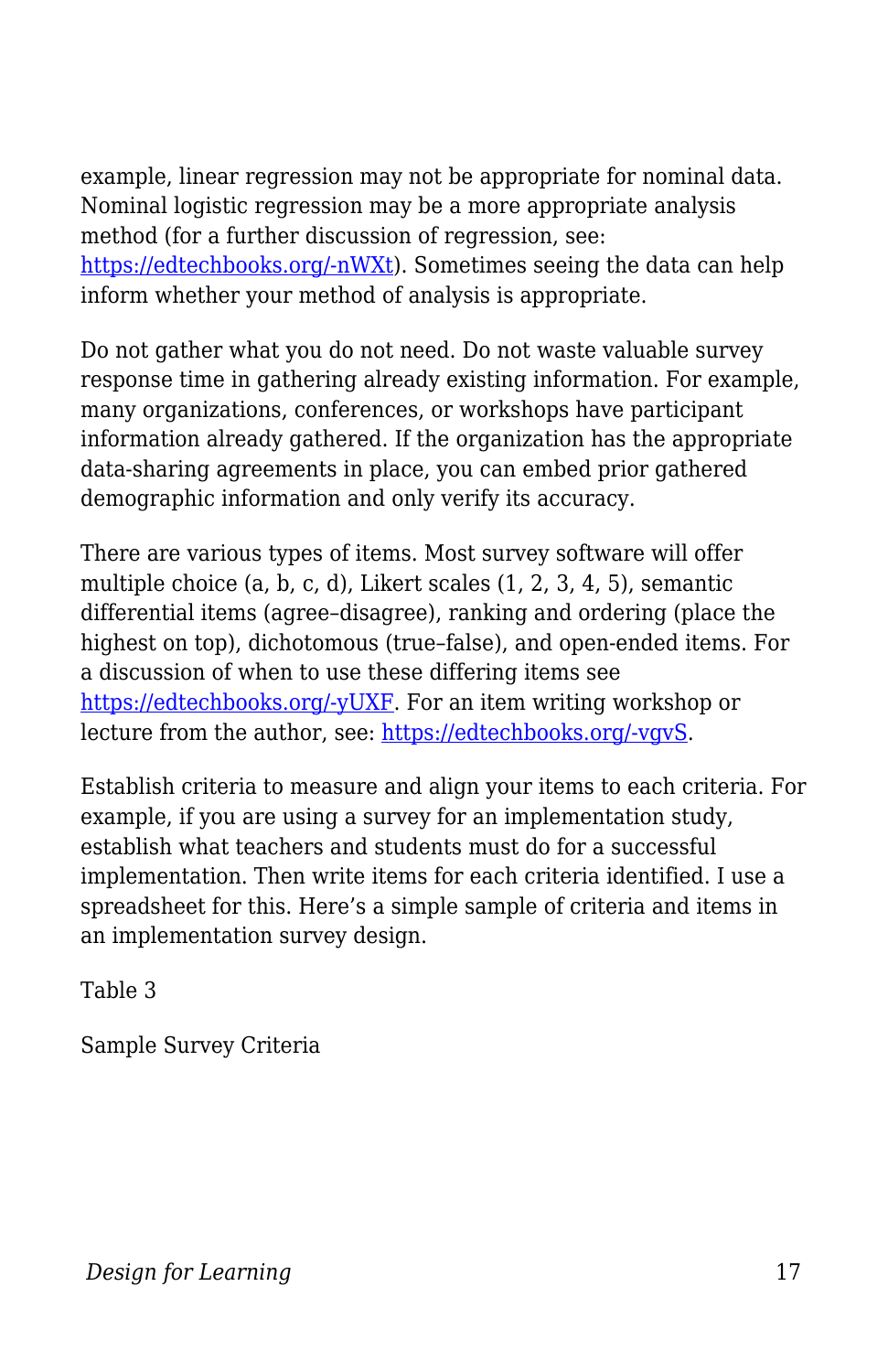example, linear regression may not be appropriate for nominal data. Nominal logistic regression may be a more appropriate analysis method (for a further discussion of regression, see: [https://edtechbooks.org/-nWXt](https://edtechbooks.org/-nWXt)). Sometimes seeing the data can help inform whether your method of analysis is appropriate.

Do not gather what you do not need. Do not waste valuable survey response time in gathering already existing information. For example, many organizations, conferences, or workshops have participant information already gathered. If the organization has the appropriate data-sharing agreements in place, you can embed prior gathered demographic information and only verify its accuracy.

There are various types of items. Most survey software will offer multiple choice (a, b, c, d), Likert scales (1, 2, 3, 4, 5), semantic differential items (agree–disagree), ranking and ordering (place the highest on top), dichotomous (true–false), and open-ended items. For a discussion of when to use these differing items see [https://edtechbooks.org/-yUXF](https://edtechbooks.org/-yUXF). For an item writing workshop or lecture from the author, see: [https://edtechbooks.org/-vgvS](https://edtechbooks.org/-vgvS).

Establish criteria to measure and align your items to each criteria. For example, if you are using a survey for an implementation study, establish what teachers and students must do for a successful implementation. Then write items for each criteria identified. I use a spreadsheet for this. Here's a simple sample of criteria and items in an implementation survey design.

Table 3

Sample Survey Criteria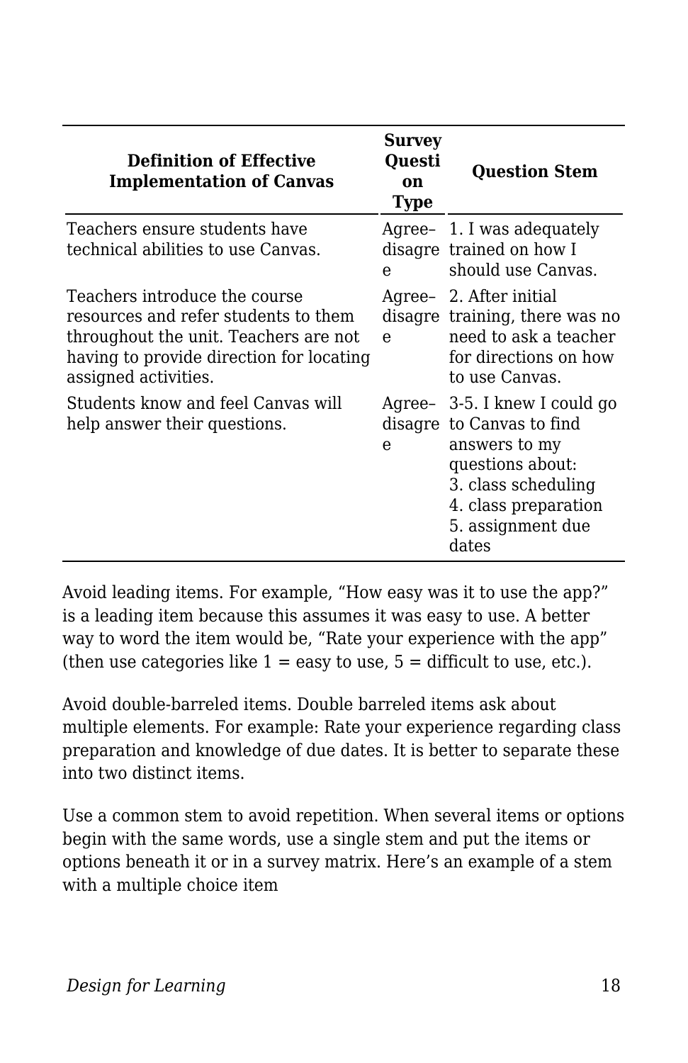| Definition of Effective Implementation of Canvas | Survey Question Type | Question Stem |
|---|---|---|
| Teachers ensure students have technical abilities to use Canvas. | Agree–disagree | 1. I was adequately trained on how I should use Canvas. |
| Teachers introduce the course resources and refer students to them throughout the unit. Teachers are not having to provide direction for locating assigned activities. | Agree–disagree | 2. After initial training, there was no need to ask a teacher for directions on how to use Canvas. |
| Students know and feel Canvas will help answer their questions. | Agree–disagree | 3-5. I knew I could go to Canvas to find answers to my questions about:<br>3. class scheduling<br>4. class preparation<br>5. assignment due dates |

Avoid leading items. For example, "How easy was it to use the app?" is a leading item because this assumes it was easy to use. A better way to word the item would be, "Rate your experience with the app" (then use categories like 1 = easy to use, 5 = difficult to use, etc.).

Avoid double-barreled items. Double barreled items ask about multiple elements. For example: Rate your experience regarding class preparation and knowledge of due dates. It is better to separate these into two distinct items.

Use a common stem to avoid repetition. When several items or options begin with the same words, use a single stem and put the items or options beneath it or in a survey matrix. Here's an example of a stem with a multiple choice item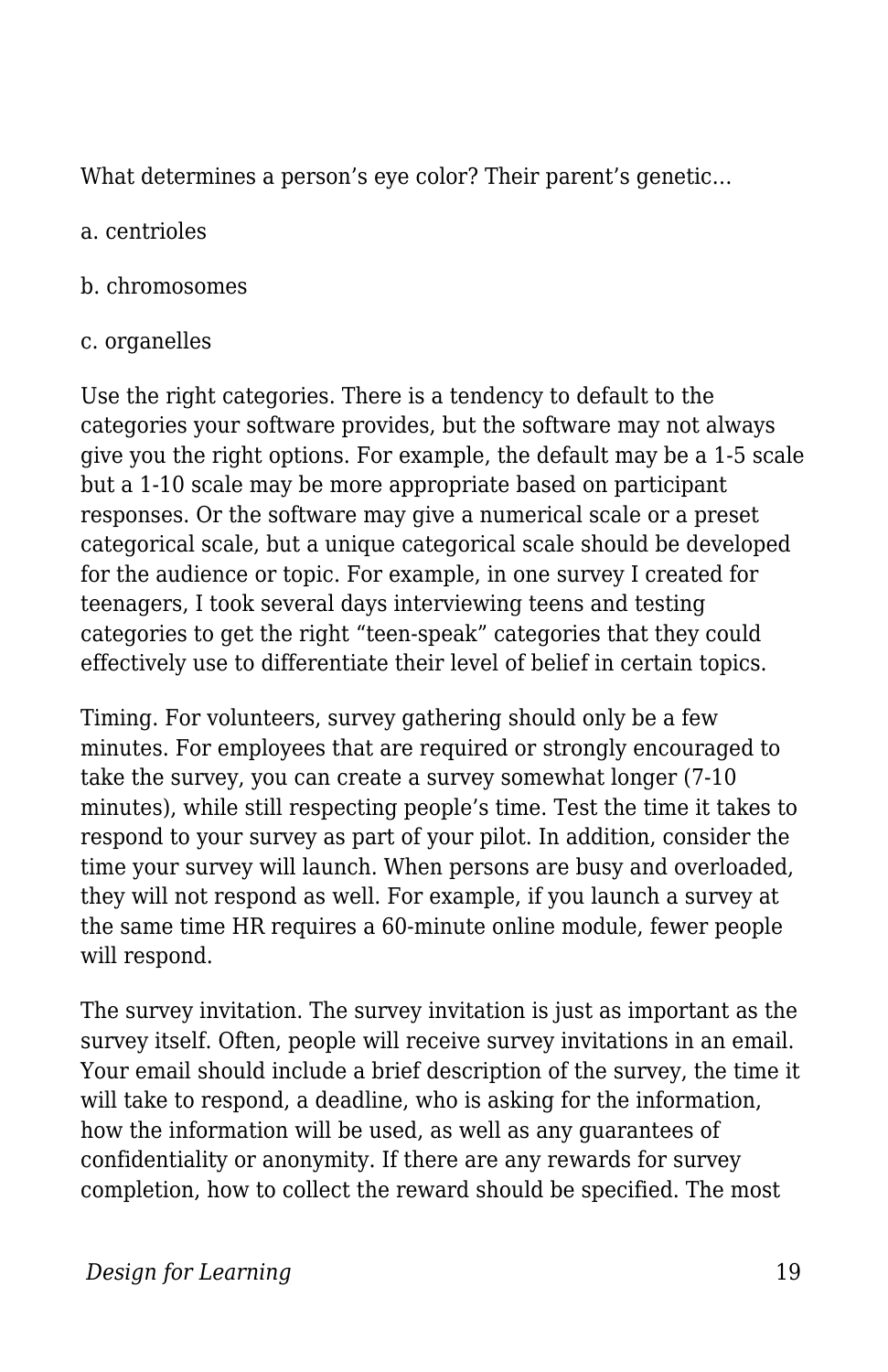What determines a person's eye color? Their parent's genetic…

a. centrioles

b. chromosomes

c. organelles

Use the right categories. There is a tendency to default to the categories your software provides, but the software may not always give you the right options. For example, the default may be a 1-5 scale but a 1-10 scale may be more appropriate based on participant responses. Or the software may give a numerical scale or a preset categorical scale, but a unique categorical scale should be developed for the audience or topic. For example, in one survey I created for teenagers, I took several days interviewing teens and testing categories to get the right "teen-speak" categories that they could effectively use to differentiate their level of belief in certain topics.

Timing. For volunteers, survey gathering should only be a few minutes. For employees that are required or strongly encouraged to take the survey, you can create a survey somewhat longer (7-10 minutes), while still respecting people's time. Test the time it takes to respond to your survey as part of your pilot. In addition, consider the time your survey will launch. When persons are busy and overloaded, they will not respond as well. For example, if you launch a survey at the same time HR requires a 60-minute online module, fewer people will respond.

The survey invitation. The survey invitation is just as important as the survey itself. Often, people will receive survey invitations in an email. Your email should include a brief description of the survey, the time it will take to respond, a deadline, who is asking for the information, how the information will be used, as well as any guarantees of confidentiality or anonymity. If there are any rewards for survey completion, how to collect the reward should be specified. The most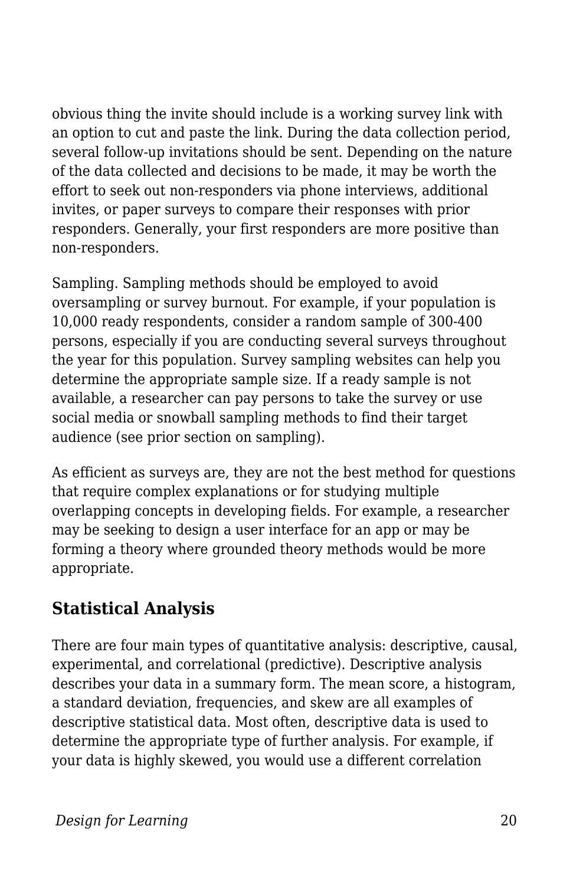obvious thing the invite should include is a working survey link with an option to cut and paste the link. During the data collection period, several follow-up invitations should be sent. Depending on the nature of the data collected and decisions to be made, it may be worth the effort to seek out non-responders via phone interviews, additional invites, or paper surveys to compare their responses with prior responders. Generally, your first responders are more positive than non-responders.

Sampling. Sampling methods should be employed to avoid oversampling or survey burnout. For example, if your population is 10,000 ready respondents, consider a random sample of 300-400 persons, especially if you are conducting several surveys throughout the year for this population. Survey sampling websites can help you determine the appropriate sample size. If a ready sample is not available, a researcher can pay persons to take the survey or use social media or snowball sampling methods to find their target audience (see prior section on sampling).

As efficient as surveys are, they are not the best method for questions that require complex explanations or for studying multiple overlapping concepts in developing fields. For example, a researcher may be seeking to design a user interface for an app or may be forming a theory where grounded theory methods would be more appropriate.

## Statistical Analysis

There are four main types of quantitative analysis: descriptive, causal, experimental, and correlational (predictive). Descriptive analysis describes your data in a summary form. The mean score, a histogram, a standard deviation, frequencies, and skew are all examples of descriptive statistical data. Most often, descriptive data is used to determine the appropriate type of further analysis. For example, if your data is highly skewed, you would use a different correlation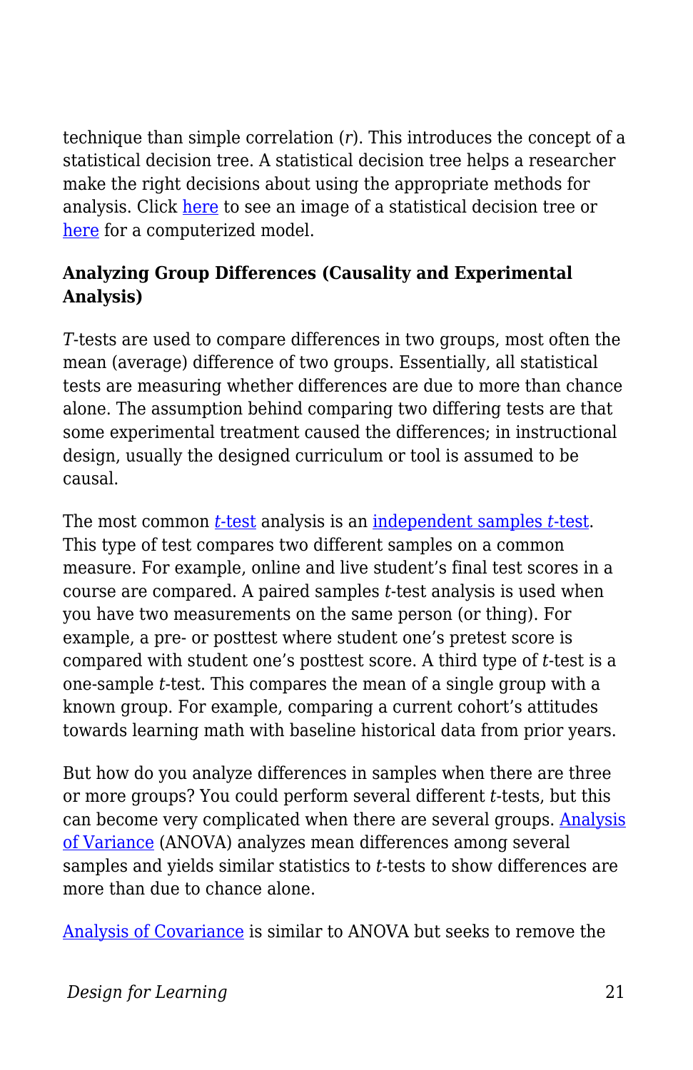technique than simple correlation (*r*). This introduces the concept of a statistical decision tree. A statistical decision tree helps a researcher make the right decisions about using the appropriate methods for analysis. Click here to see an image of a statistical decision tree or here for a computerized model.

**Analyzing Group Differences (Causality and Experimental Analysis)**

*T*-tests are used to compare differences in two groups, most often the mean (average) difference of two groups. Essentially, all statistical tests are measuring whether differences are due to more than chance alone. The assumption behind comparing two differing tests are that some experimental treatment caused the differences; in instructional design, usually the designed curriculum or tool is assumed to be causal.

The most common *t*-test analysis is an independent samples *t*-test. This type of test compares two different samples on a common measure. For example, online and live student's final test scores in a course are compared. A paired samples *t*-test analysis is used when you have two measurements on the same person (or thing). For example, a pre- or posttest where student one's pretest score is compared with student one's posttest score. A third type of *t*-test is a one-sample *t*-test. This compares the mean of a single group with a known group. For example, comparing a current cohort's attitudes towards learning math with baseline historical data from prior years.

But how do you analyze differences in samples when there are three or more groups? You could perform several different *t*-tests, but this can become very complicated when there are several groups. Analysis of Variance (ANOVA) analyzes mean differences among several samples and yields similar statistics to *t*-tests to show differences are more than due to chance alone.

Analysis of Covariance is similar to ANOVA but seeks to remove the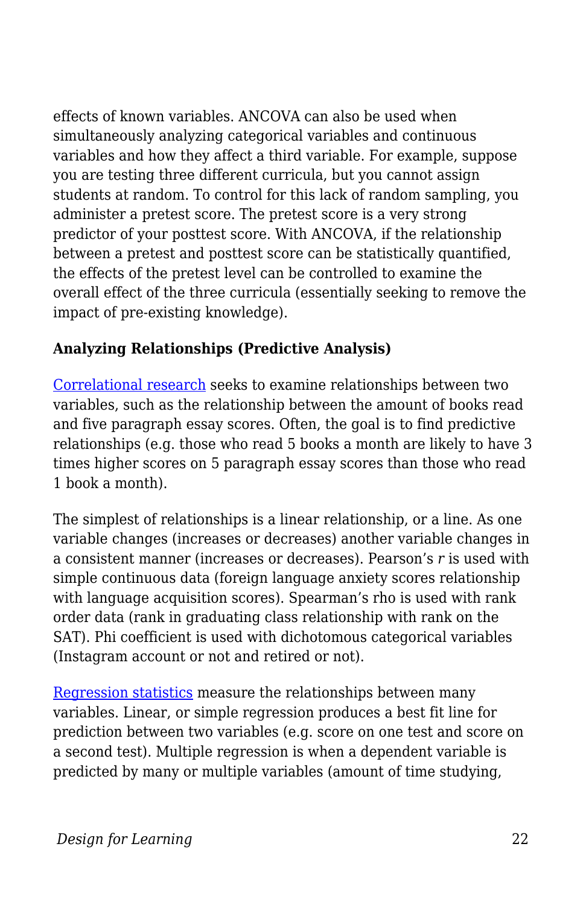effects of known variables. ANCOVA can also be used when simultaneously analyzing categorical variables and continuous variables and how they affect a third variable. For example, suppose you are testing three different curricula, but you cannot assign students at random. To control for this lack of random sampling, you administer a pretest score. The pretest score is a very strong predictor of your posttest score. With ANCOVA, if the relationship between a pretest and posttest score can be statistically quantified, the effects of the pretest level can be controlled to examine the overall effect of the three curricula (essentially seeking to remove the impact of pre-existing knowledge).

**Analyzing Relationships (Predictive Analysis)**

Correlational research seeks to examine relationships between two variables, such as the relationship between the amount of books read and five paragraph essay scores. Often, the goal is to find predictive relationships (e.g. those who read 5 books a month are likely to have 3 times higher scores on 5 paragraph essay scores than those who read 1 book a month).

The simplest of relationships is a linear relationship, or a line. As one variable changes (increases or decreases) another variable changes in a consistent manner (increases or decreases). Pearson's $r$ is used with simple continuous data (foreign language anxiety scores relationship with language acquisition scores). Spearman's rho is used with rank order data (rank in graduating class relationship with rank on the SAT). Phi coefficient is used with dichotomous categorical variables (Instagram account or not and retired or not).

Regression statistics measure the relationships between many variables. Linear, or simple regression produces a best fit line for prediction between two variables (e.g. score on one test and score on a second test). Multiple regression is when a dependent variable is predicted by many or multiple variables (amount of time studying,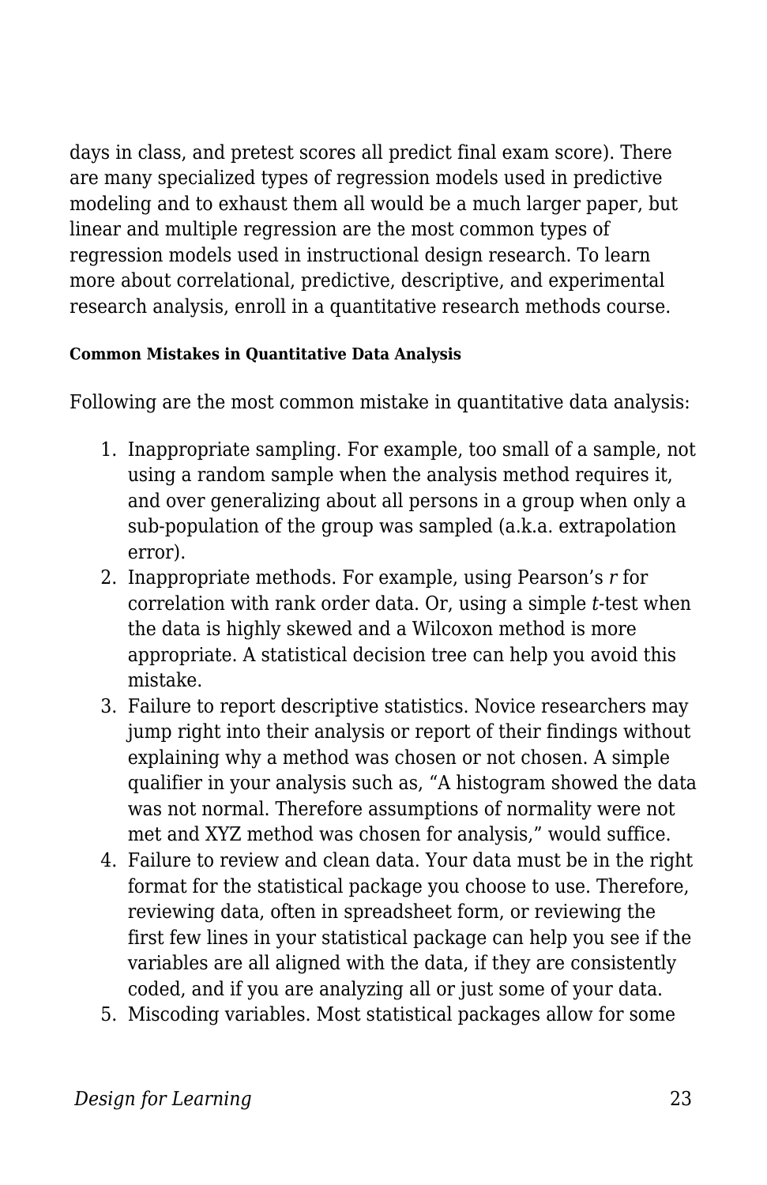days in class, and pretest scores all predict final exam score). There are many specialized types of regression models used in predictive modeling and to exhaust them all would be a much larger paper, but linear and multiple regression are the most common types of regression models used in instructional design research. To learn more about correlational, predictive, descriptive, and experimental research analysis, enroll in a quantitative research methods course.

#### Common Mistakes in Quantitative Data Analysis

Following are the most common mistake in quantitative data analysis:

1. Inappropriate sampling. For example, too small of a sample, not using a random sample when the analysis method requires it, and over generalizing about all persons in a group when only a sub-population of the group was sampled (a.k.a. extrapolation error).
2. Inappropriate methods. For example, using Pearson's *r* for correlation with rank order data. Or, using a simple *t*-test when the data is highly skewed and a Wilcoxon method is more appropriate. A statistical decision tree can help you avoid this mistake.
3. Failure to report descriptive statistics. Novice researchers may jump right into their analysis or report of their findings without explaining why a method was chosen or not chosen. A simple qualifier in your analysis such as, "A histogram showed the data was not normal. Therefore assumptions of normality were not met and XYZ method was chosen for analysis," would suffice.
4. Failure to review and clean data. Your data must be in the right format for the statistical package you choose to use. Therefore, reviewing data, often in spreadsheet form, or reviewing the first few lines in your statistical package can help you see if the variables are all aligned with the data, if they are consistently coded, and if you are analyzing all or just some of your data.
5. Miscoding variables. Most statistical packages allow for some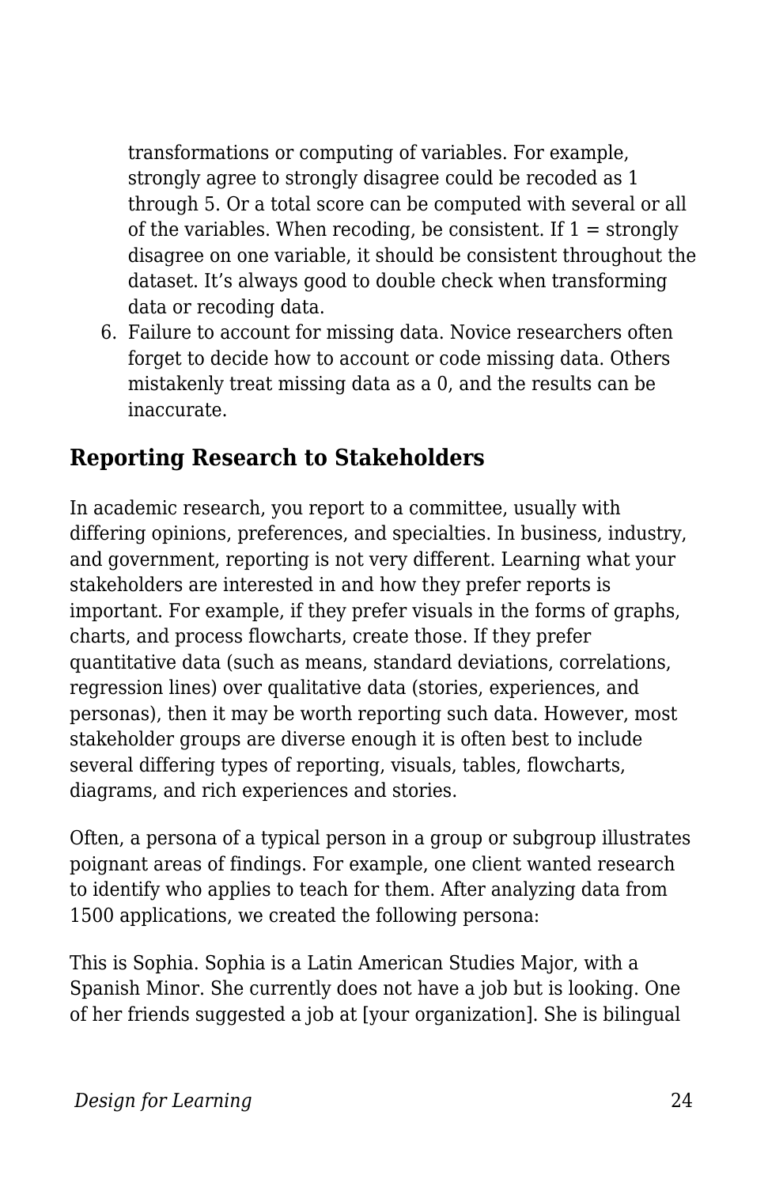transformations or computing of variables. For example, strongly agree to strongly disagree could be recoded as 1 through 5. Or a total score can be computed with several or all of the variables. When recoding, be consistent. If 1 = strongly disagree on one variable, it should be consistent throughout the dataset. It's always good to double check when transforming data or recoding data.

6. Failure to account for missing data. Novice researchers often forget to decide how to account or code missing data. Others mistakenly treat missing data as a 0, and the results can be inaccurate.

## Reporting Research to Stakeholders

In academic research, you report to a committee, usually with differing opinions, preferences, and specialties. In business, industry, and government, reporting is not very different. Learning what your stakeholders are interested in and how they prefer reports is important. For example, if they prefer visuals in the forms of graphs, charts, and process flowcharts, create those. If they prefer quantitative data (such as means, standard deviations, correlations, regression lines) over qualitative data (stories, experiences, and personas), then it may be worth reporting such data. However, most stakeholder groups are diverse enough it is often best to include several differing types of reporting, visuals, tables, flowcharts, diagrams, and rich experiences and stories.

Often, a persona of a typical person in a group or subgroup illustrates poignant areas of findings. For example, one client wanted research to identify who applies to teach for them. After analyzing data from 1500 applications, we created the following persona:

This is Sophia. Sophia is a Latin American Studies Major, with a Spanish Minor. She currently does not have a job but is looking. One of her friends suggested a job at [your organization]. She is bilingual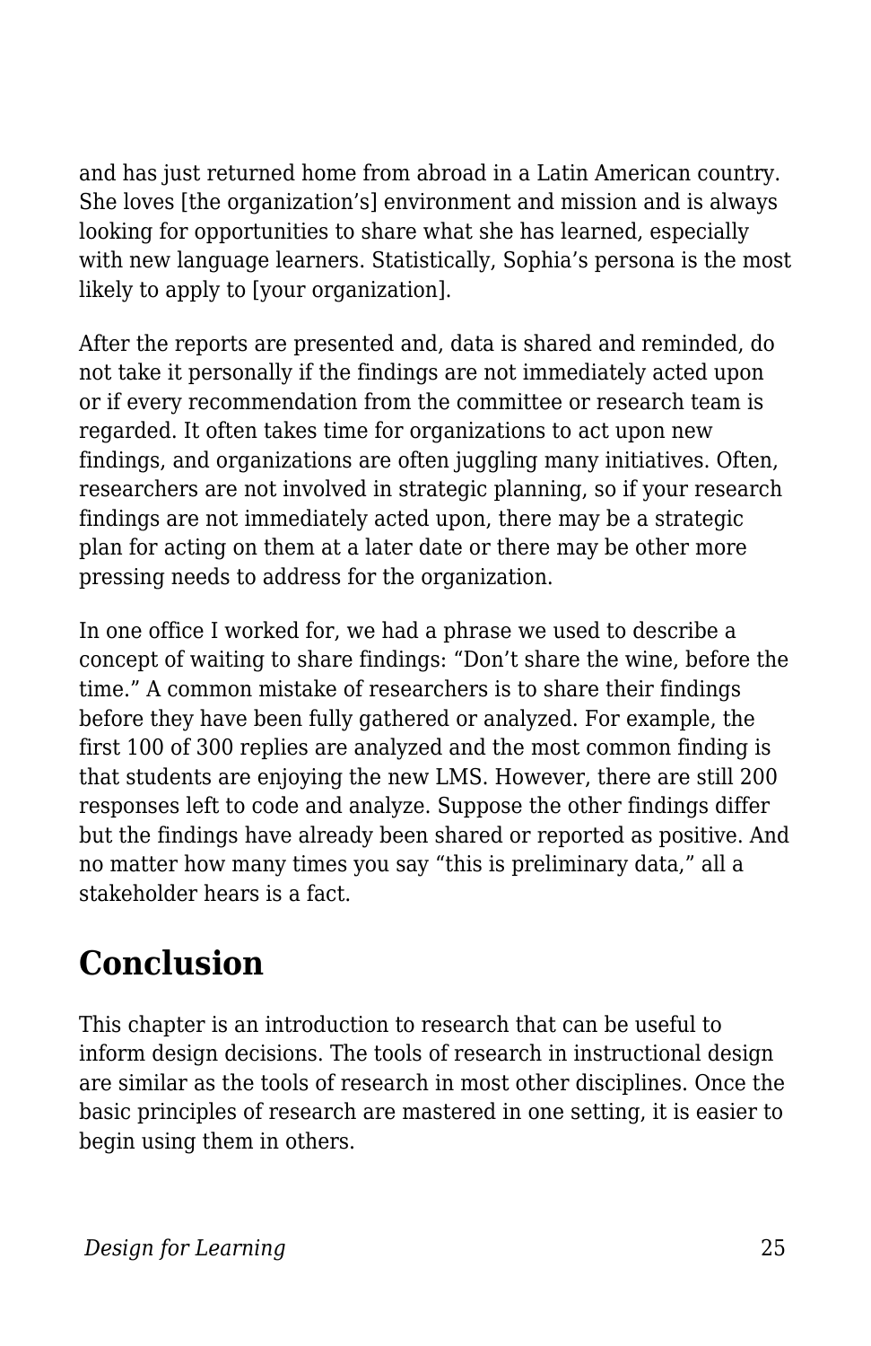and has just returned home from abroad in a Latin American country. She loves [the organization's] environment and mission and is always looking for opportunities to share what she has learned, especially with new language learners. Statistically, Sophia's persona is the most likely to apply to [your organization].

After the reports are presented and, data is shared and reminded, do not take it personally if the findings are not immediately acted upon or if every recommendation from the committee or research team is regarded. It often takes time for organizations to act upon new findings, and organizations are often juggling many initiatives. Often, researchers are not involved in strategic planning, so if your research findings are not immediately acted upon, there may be a strategic plan for acting on them at a later date or there may be other more pressing needs to address for the organization.

In one office I worked for, we had a phrase we used to describe a concept of waiting to share findings: "Don't share the wine, before the time." A common mistake of researchers is to share their findings before they have been fully gathered or analyzed. For example, the first 100 of 300 replies are analyzed and the most common finding is that students are enjoying the new LMS. However, there are still 200 responses left to code and analyze. Suppose the other findings differ but the findings have already been shared or reported as positive. And no matter how many times you say "this is preliminary data," all a stakeholder hears is a fact.

## Conclusion

This chapter is an introduction to research that can be useful to inform design decisions. The tools of research in instructional design are similar as the tools of research in most other disciplines. Once the basic principles of research are mastered in one setting, it is easier to begin using them in others.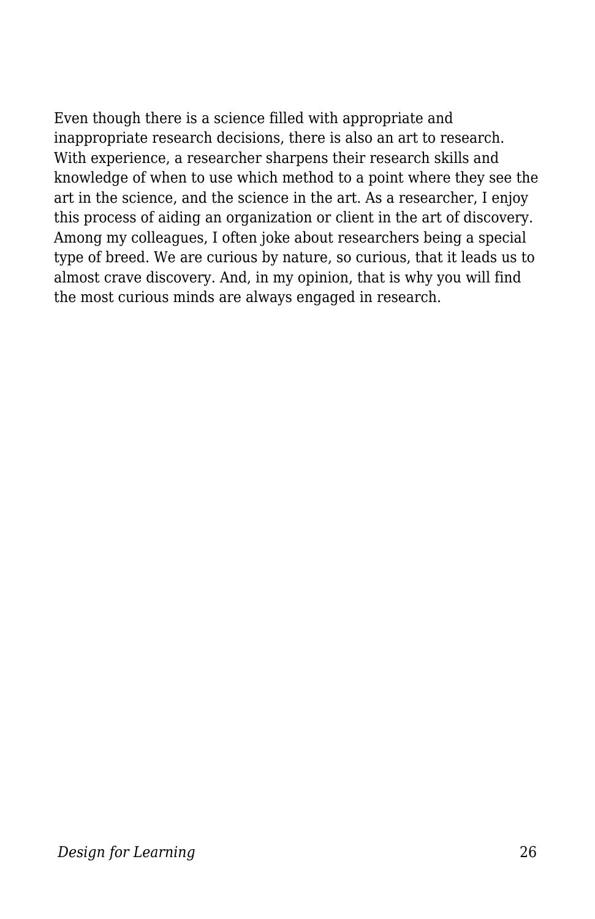Even though there is a science filled with appropriate and inappropriate research decisions, there is also an art to research. With experience, a researcher sharpens their research skills and knowledge of when to use which method to a point where they see the art in the science, and the science in the art. As a researcher, I enjoy this process of aiding an organization or client in the art of discovery. Among my colleagues, I often joke about researchers being a special type of breed. We are curious by nature, so curious, that it leads us to almost crave discovery. And, in my opinion, that is why you will find the most curious minds are always engaged in research.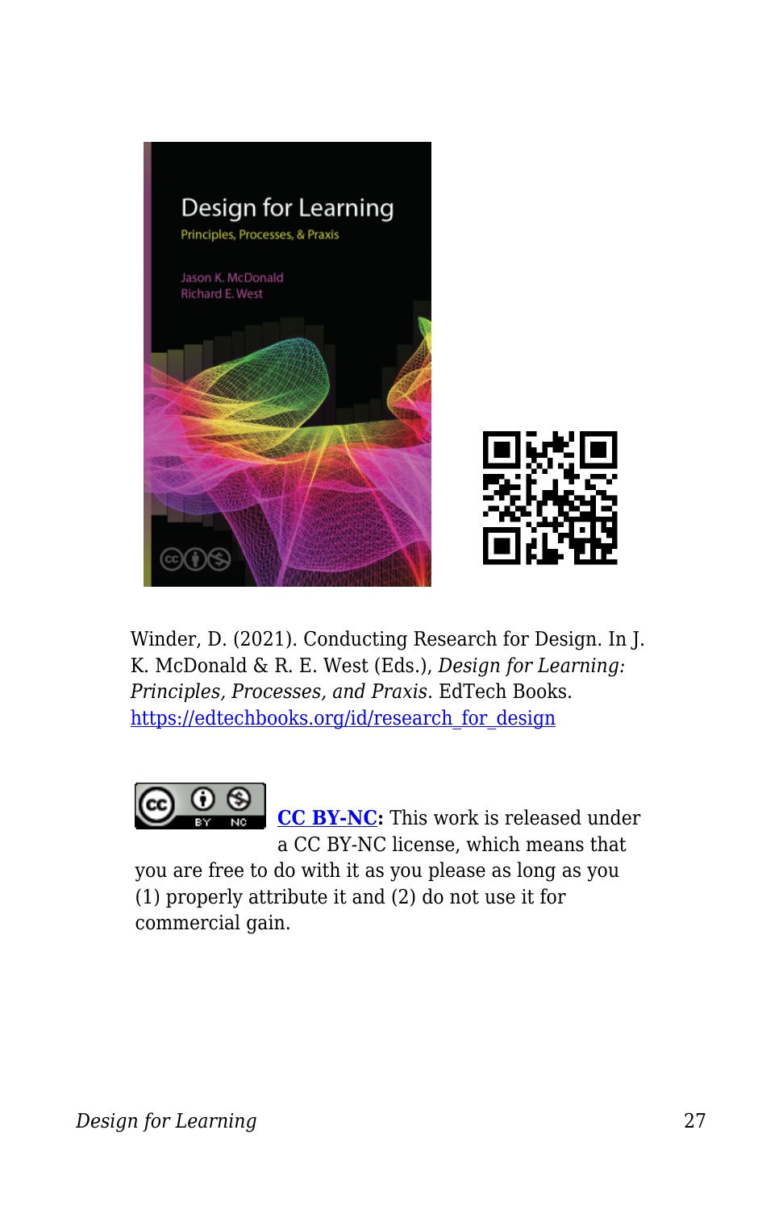Winder, D. (2021). Conducting Research for Design. In J. K. McDonald & R. E. West (Eds.), *Design for Learning: Principles, Processes, and Praxis*. EdTech Books. https://edtechbooks.org/id/research_for_design

**CC BY-NC:** This work is released under a CC BY-NC license, which means that you are free to do with it as you please as long as you (1) properly attribute it and (2) do not use it for commercial gain.